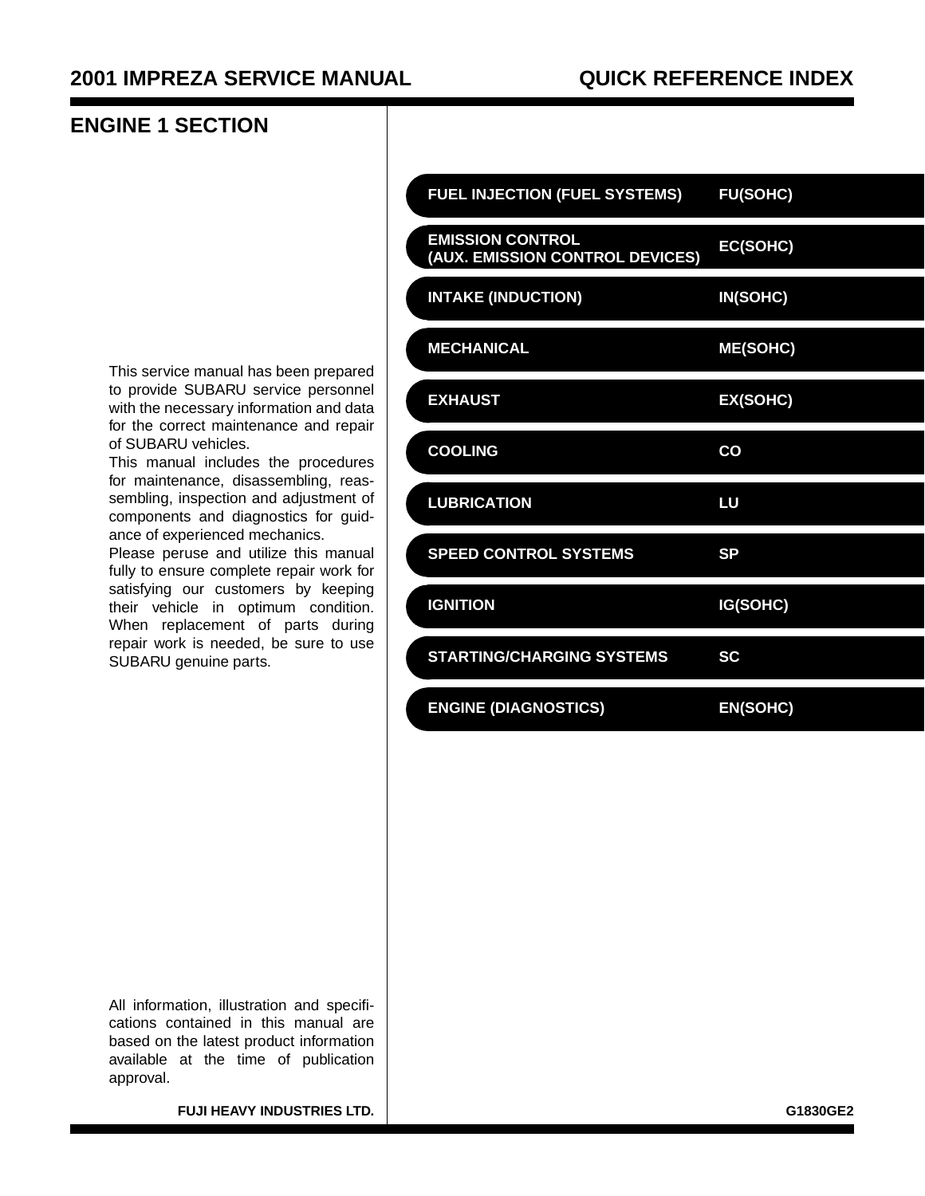# 2001 IMPREZA SERVICE MANUAL

## QUICK REFERENCE INDEX

## ENGINE 1 SECTION

| Section | Code |
|---|---|
| FUEL INJECTION (FUEL SYSTEMS) | FU(SOHC) |
| EMISSION CONTROL (AUX. EMISSION CONTROL DEVICES) | EC(SOHC) |
| INTAKE (INDUCTION) | IN(SOHC) |
| MECHANICAL | ME(SOHC) |
| EXHAUST | EX(SOHC) |
| COOLING | CO |
| LUBRICATION | LU |
| SPEED CONTROL SYSTEMS | SP |
| IGNITION | IG(SOHC) |
| STARTING/CHARGING SYSTEMS | SC |
| ENGINE (DIAGNOSTICS) | EN(SOHC) |

This service manual has been prepared to provide SUBARU service personnel with the necessary information and data for the correct maintenance and repair of SUBARU vehicles.

This manual includes the procedures for maintenance, disassembling, reassembling, inspection and adjustment of components and diagnostics for guidance of experienced mechanics.

Please peruse and utilize this manual fully to ensure complete repair work for satisfying our customers by keeping their vehicle in optimum condition. When replacement of parts during repair work is needed, be sure to use SUBARU genuine parts.

All information, illustration and specifications contained in this manual are based on the latest product information available at the time of publication approval.

**FUJI HEAVY INDUSTRIES LTD.**

G1830GE2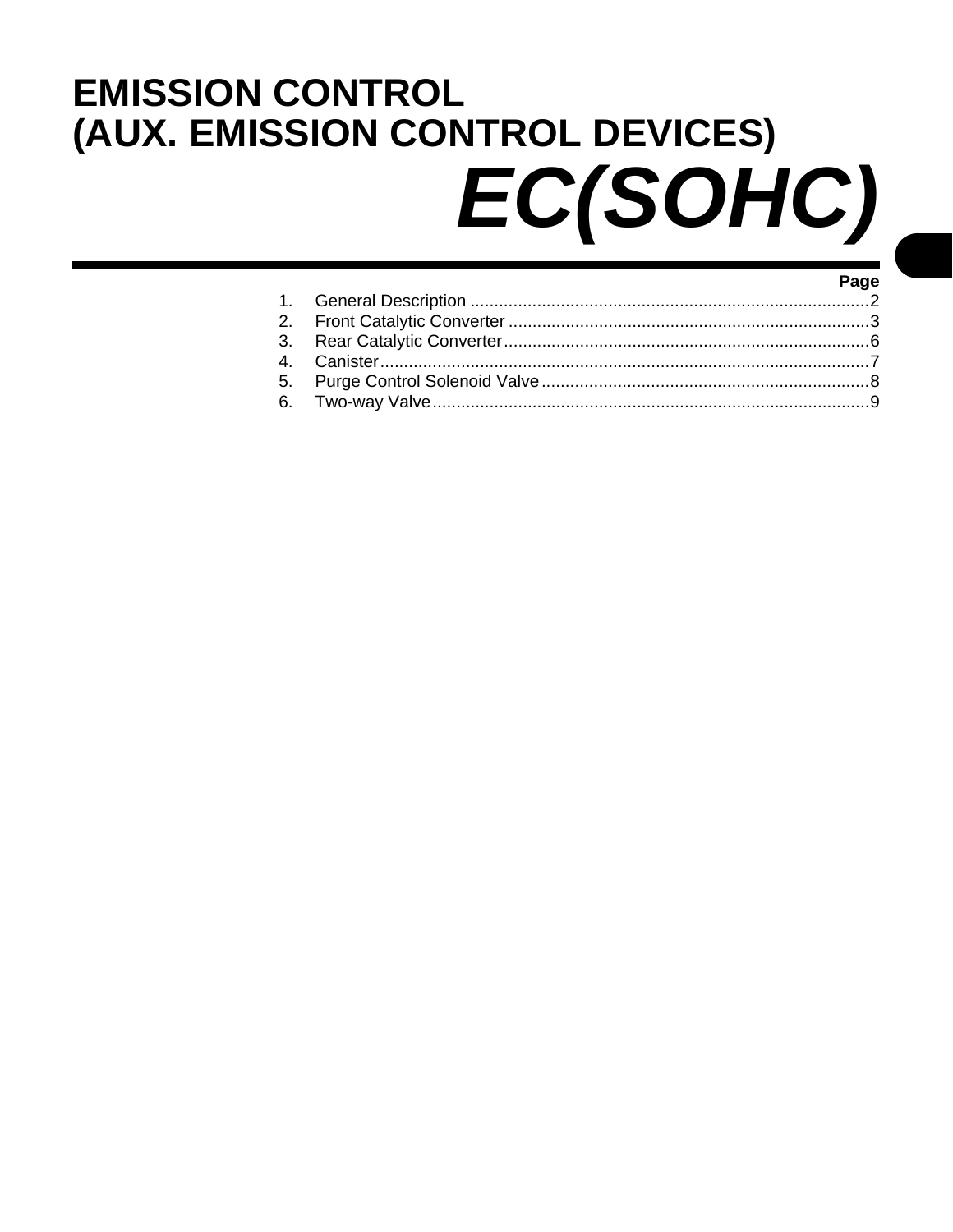# EMISSION CONTROL
# (AUX. EMISSION CONTROL DEVICES)

# *EC(SOHC)*

| | Page |
|---|---|
| 1. General Description | 2 |
| 2. Front Catalytic Converter | 3 |
| 3. Rear Catalytic Converter | 6 |
| 4. Canister | 7 |
| 5. Purge Control Solenoid Valve | 8 |
| 6. Two-way Valve | 9 |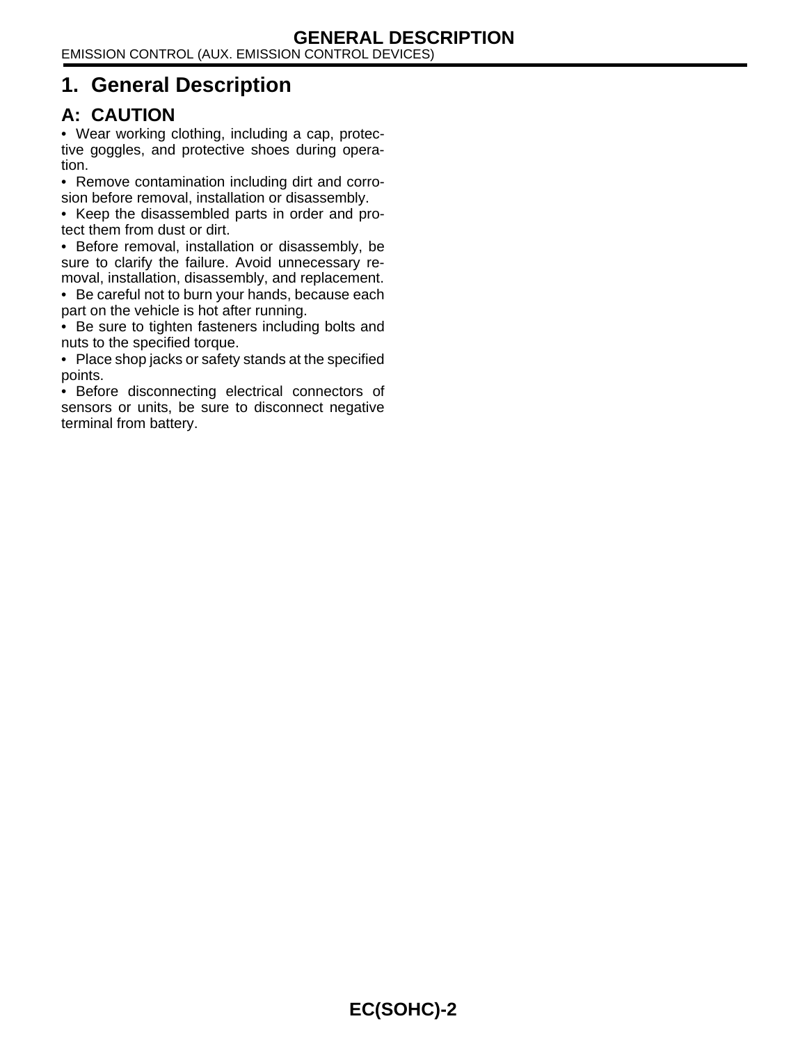# 1. General Description

## A: CAUTION

- Wear working clothing, including a cap, protective goggles, and protective shoes during operation.
- Remove contamination including dirt and corrosion before removal, installation or disassembly.
- Keep the disassembled parts in order and protect them from dust or dirt.
- Before removal, installation or disassembly, be sure to clarify the failure. Avoid unnecessary removal, installation, disassembly, and replacement.
- Be careful not to burn your hands, because each part on the vehicle is hot after running.
- Be sure to tighten fasteners including bolts and nuts to the specified torque.
- Place shop jacks or safety stands at the specified points.
- Before disconnecting electrical connectors of sensors or units, be sure to disconnect negative terminal from battery.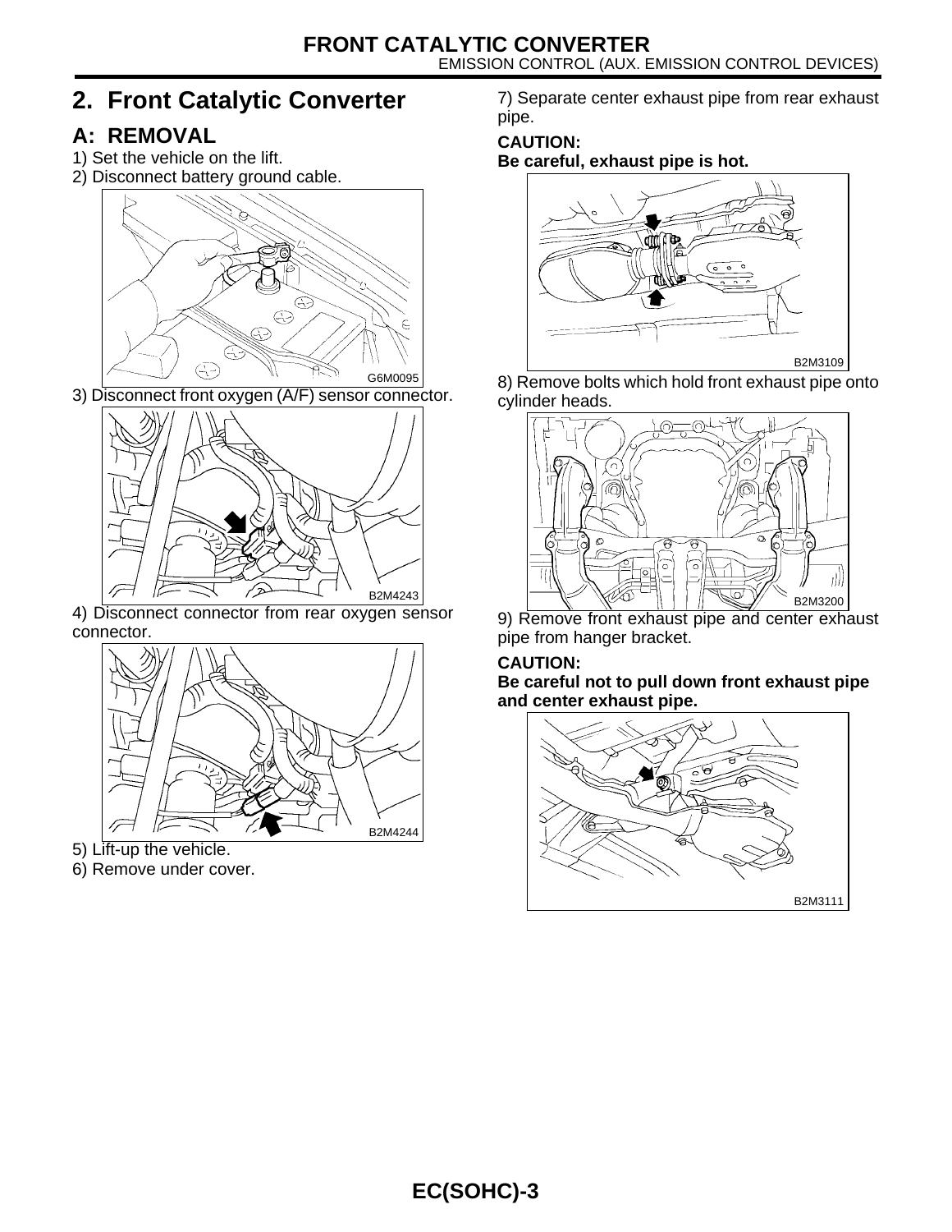## 2. Front Catalytic Converter

### A: REMOVAL

1) Set the vehicle on the lift.
2) Disconnect battery ground cable.

G6M0095

3) Disconnect front oxygen (A/F) sensor connector.

B2M4243

4) Disconnect connector from rear oxygen sensor connector.

B2M4244

5) Lift-up the vehicle.
6) Remove under cover.
7) Separate center exhaust pipe from rear exhaust pipe.

**CAUTION:**
**Be careful, exhaust pipe is hot.**

B2M3109

8) Remove bolts which hold front exhaust pipe onto cylinder heads.

B2M3200

9) Remove front exhaust pipe and center exhaust pipe from hanger bracket.

**CAUTION:**
**Be careful not to pull down front exhaust pipe and center exhaust pipe.**

B2M3111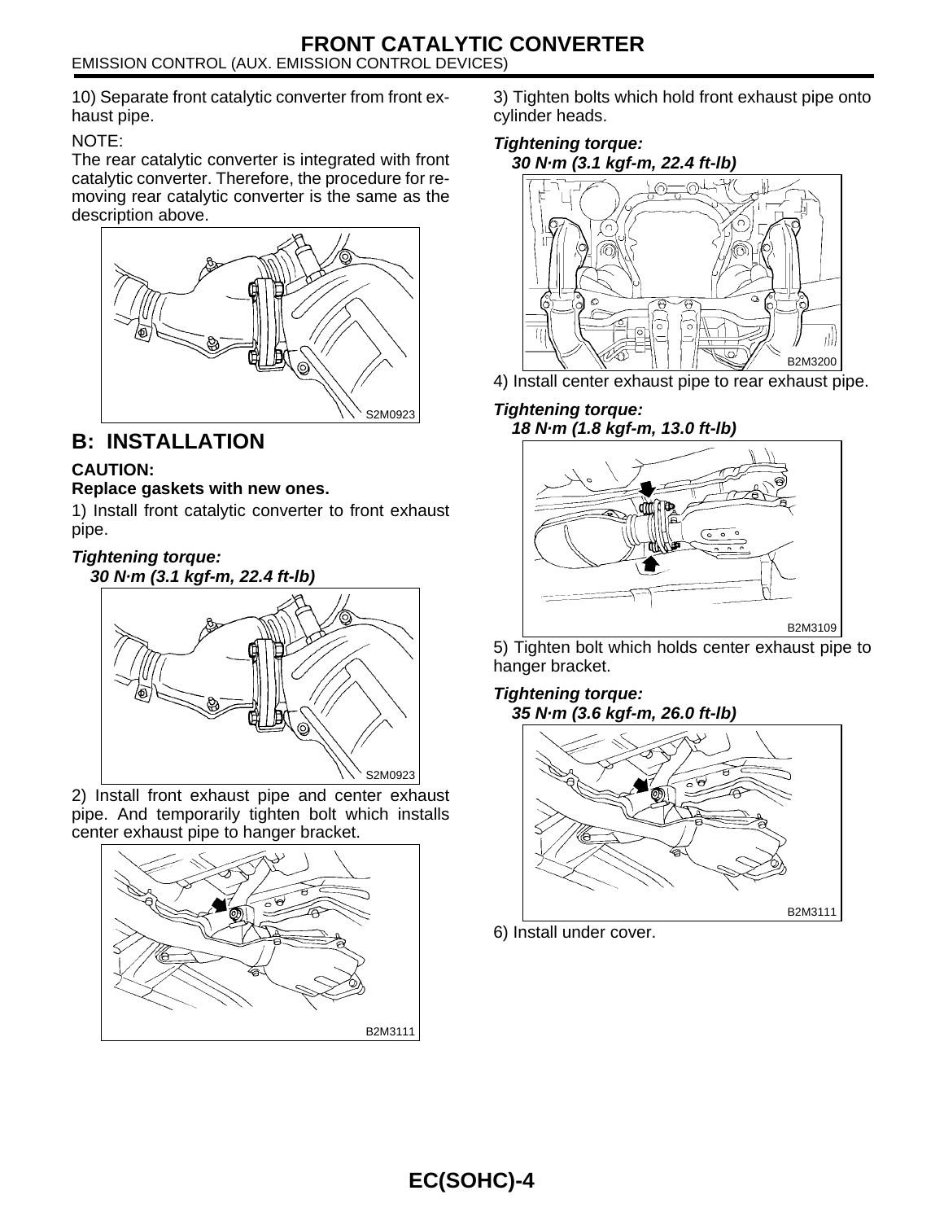10) Separate front catalytic converter from front exhaust pipe.

NOTE:
The rear catalytic converter is integrated with front catalytic converter. Therefore, the procedure for removing rear catalytic converter is the same as the description above.

S2M0923

## B: INSTALLATION

**CAUTION:**
**Replace gaskets with new ones.**

1) Install front catalytic converter to front exhaust pipe.

***Tightening torque:***
***30 N·m (3.1 kgf-m, 22.4 ft-lb)***

S2M0923

2) Install front exhaust pipe and center exhaust pipe. And temporarily tighten bolt which installs center exhaust pipe to hanger bracket.

B2M3111

3) Tighten bolts which hold front exhaust pipe onto cylinder heads.

***Tightening torque:***
***30 N·m (3.1 kgf-m, 22.4 ft-lb)***

B2M3200

4) Install center exhaust pipe to rear exhaust pipe.

***Tightening torque:***
***18 N·m (1.8 kgf-m, 13.0 ft-lb)***

B2M3109

5) Tighten bolt which holds center exhaust pipe to hanger bracket.

***Tightening torque:***
***35 N·m (3.6 kgf-m, 26.0 ft-lb)***

B2M3111

6) Install under cover.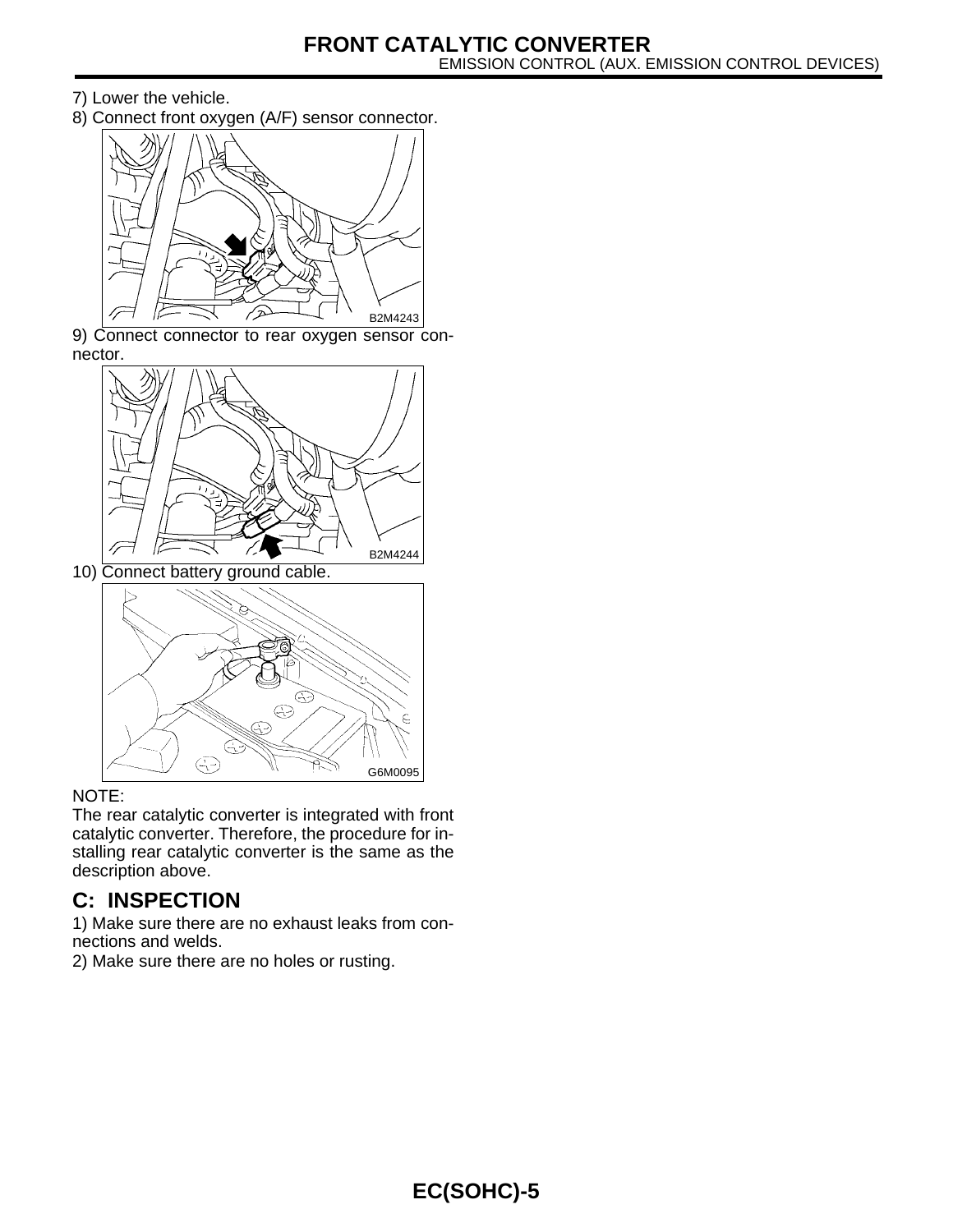7) Lower the vehicle.

8) Connect front oxygen (A/F) sensor connector.

B2M4243

9) Connect connector to rear oxygen sensor connector.

B2M4244

10) Connect battery ground cable.

G6M0095

NOTE:

The rear catalytic converter is integrated with front catalytic converter. Therefore, the procedure for installing rear catalytic converter is the same as the description above.

## C: INSPECTION

1) Make sure there are no exhaust leaks from connections and welds.

2) Make sure there are no holes or rusting.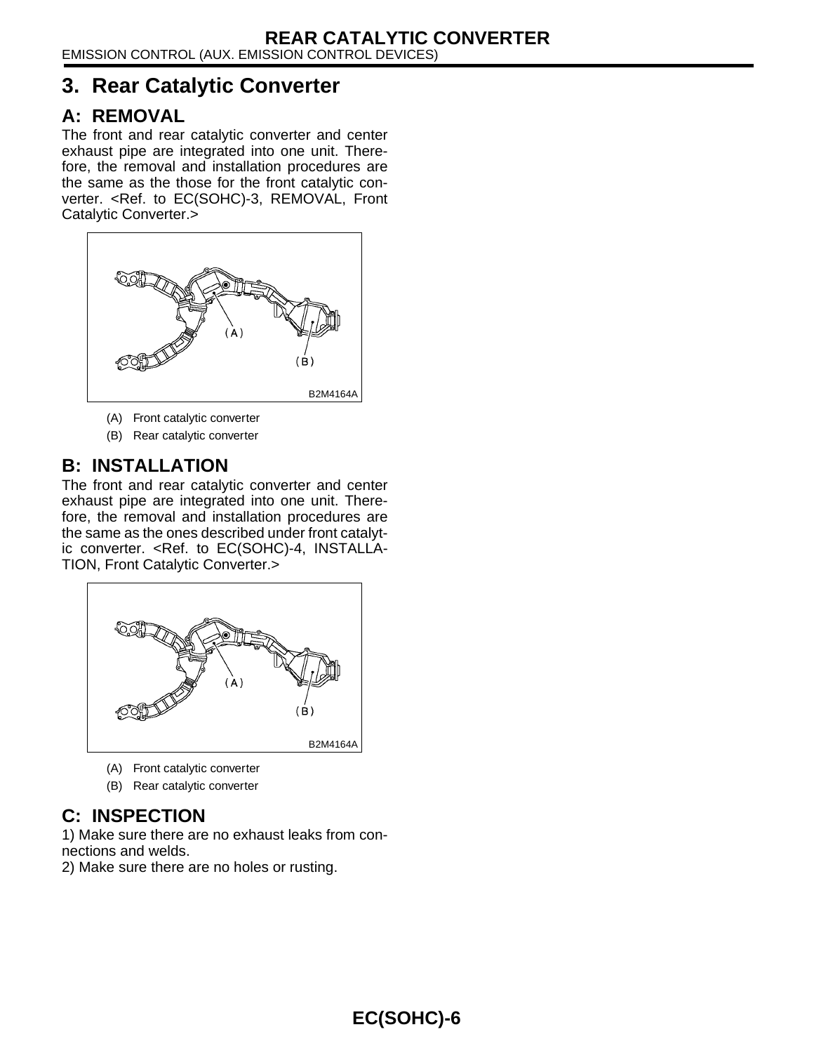# 3. Rear Catalytic Converter

## A: REMOVAL

The front and rear catalytic converter and center exhaust pipe are integrated into one unit. Therefore, the removal and installation procedures are the same as the those for the front catalytic converter. <Ref. to EC(SOHC)-3, REMOVAL, Front Catalytic Converter.>

B2M4164A

(A) Front catalytic converter

(B) Rear catalytic converter

## B: INSTALLATION

The front and rear catalytic converter and center exhaust pipe are integrated into one unit. Therefore, the removal and installation procedures are the same as the ones described under front catalytic converter. <Ref. to EC(SOHC)-4, INSTALLATION, Front Catalytic Converter.>

B2M4164A

(A) Front catalytic converter

(B) Rear catalytic converter

## C: INSPECTION

1) Make sure there are no exhaust leaks from connections and welds.

2) Make sure there are no holes or rusting.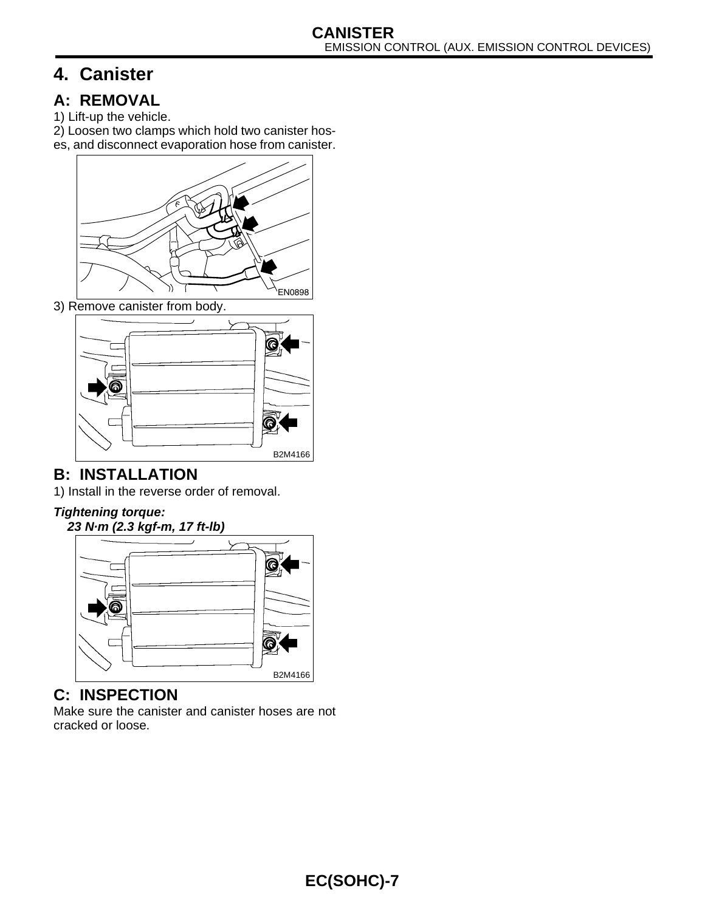# 4. Canister

## A: REMOVAL

1) Lift-up the vehicle.

2) Loosen two clamps which hold two canister hoses, and disconnect evaporation hose from canister.

EN0898

3) Remove canister from body.

B2M4166

## B: INSTALLATION

1) Install in the reverse order of removal.

***Tightening torque:***
***23 N·m (2.3 kgf-m, 17 ft-lb)***

B2M4166

## C: INSPECTION

Make sure the canister and canister hoses are not cracked or loose.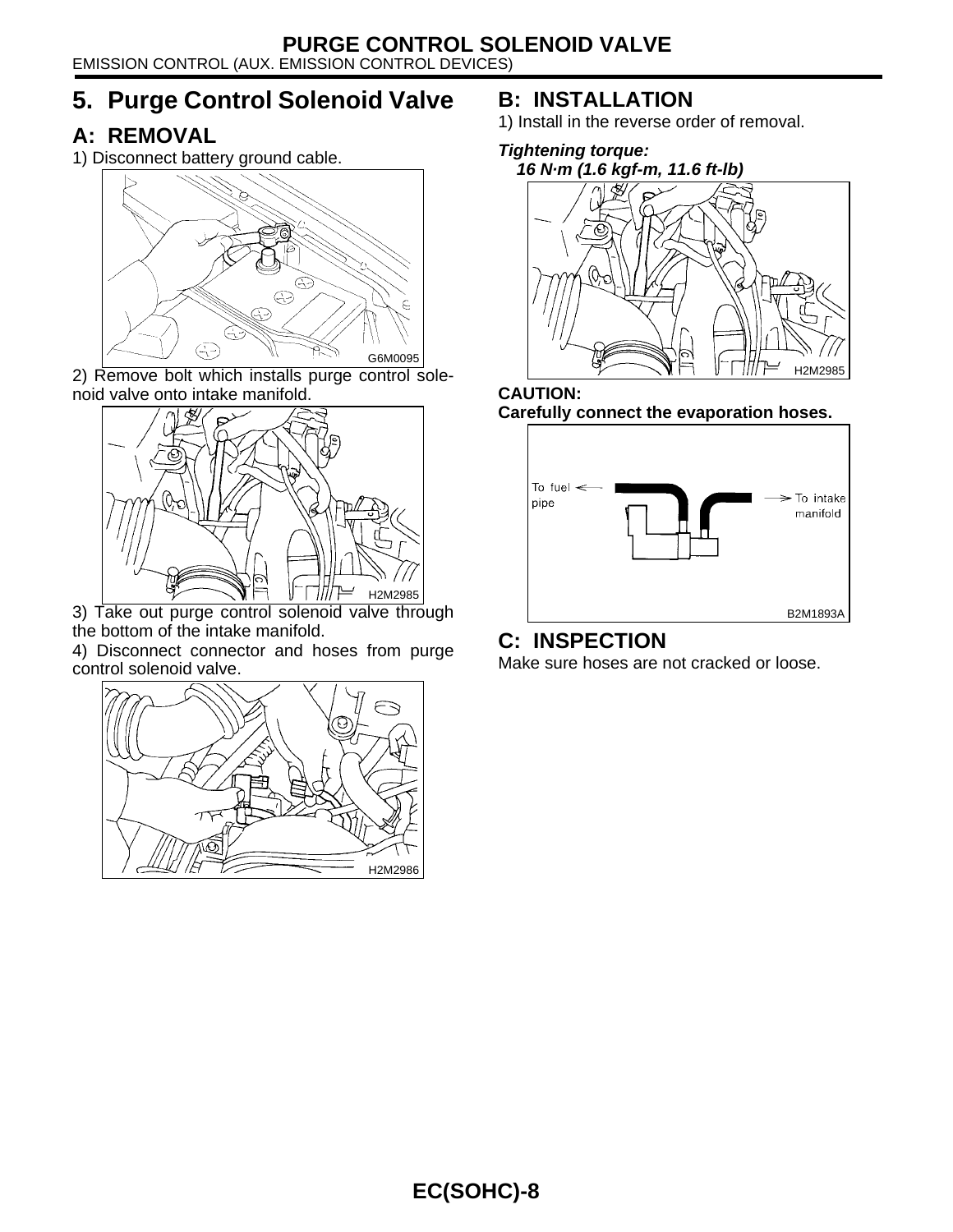## 5. Purge Control Solenoid Valve

### A: REMOVAL

1) Disconnect battery ground cable.

G6M0095

2) Remove bolt which installs purge control solenoid valve onto intake manifold.

H2M2985

3) Take out purge control solenoid valve through the bottom of the intake manifold.

4) Disconnect connector and hoses from purge control solenoid valve.

H2M2986

### B: INSTALLATION

1) Install in the reverse order of removal.

***Tightening torque:***
***16 N·m (1.6 kgf-m, 11.6 ft-lb)***

H2M2985

**CAUTION:**
**Carefully connect the evaporation hoses.**

To fuel pipe
To intake manifold

B2M1893A

### C: INSPECTION

Make sure hoses are not cracked or loose.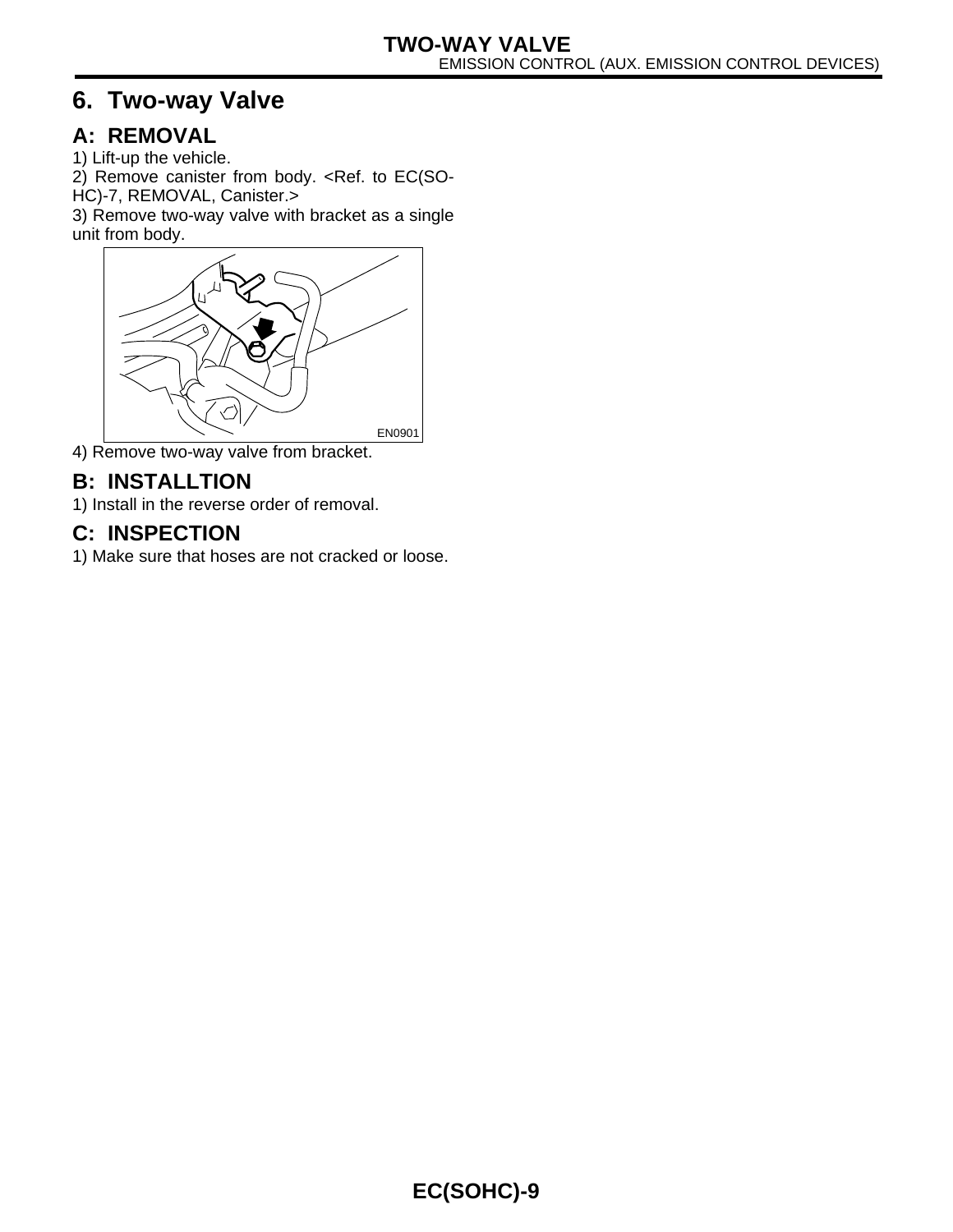# 6. Two-way Valve

## A: REMOVAL

1) Lift-up the vehicle.

2) Remove canister from body. <Ref. to EC(SO-HC)-7, REMOVAL, Canister.>

3) Remove two-way valve with bracket as a single unit from body.

EN0901

4) Remove two-way valve from bracket.

## B: INSTALLTION

1) Install in the reverse order of removal.

## C: INSPECTION

1) Make sure that hoses are not cracked or loose.